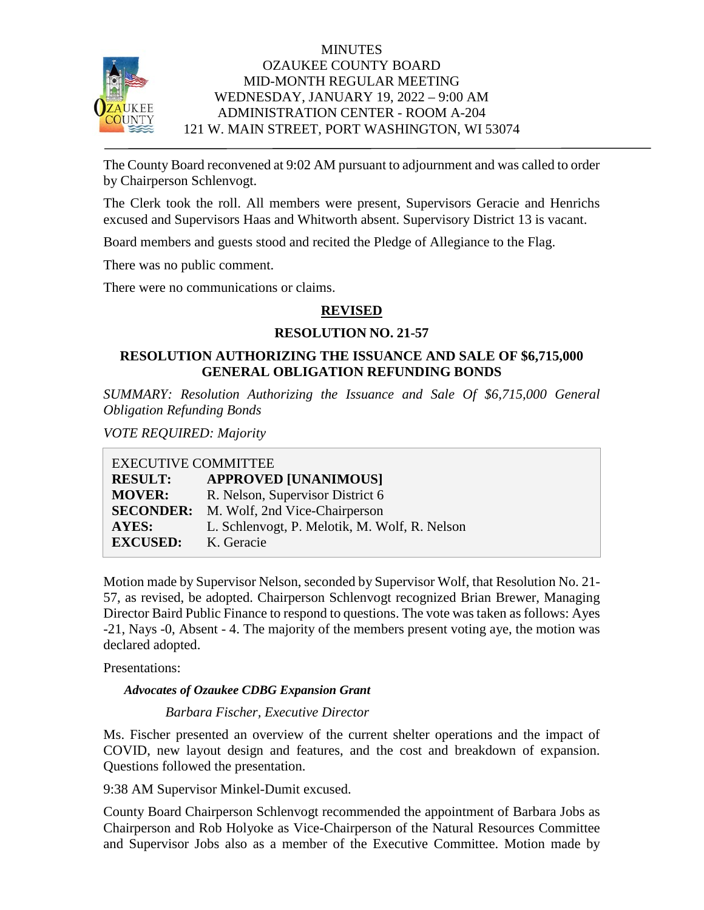MINUTES
OZAUKEE COUNTY BOARD
MID-MONTH REGULAR MEETING
WEDNESDAY, JANUARY 19, 2022 – 9:00 AM
ADMINISTRATION CENTER - ROOM A-204
121 W. MAIN STREET, PORT WASHINGTON, WI 53074

The County Board reconvened at 9:02 AM pursuant to adjournment and was called to order by Chairperson Schlenvogt.

The Clerk took the roll. All members were present, Supervisors Geracie and Henrichs excused and Supervisors Haas and Whitworth absent. Supervisory District 13 is vacant.

Board members and guests stood and recited the Pledge of Allegiance to the Flag.

There was no public comment.

There were no communications or claims.

**REVISED**

**RESOLUTION NO. 21-57**

**RESOLUTION AUTHORIZING THE ISSUANCE AND SALE OF $6,715,000 GENERAL OBLIGATION REFUNDING BONDS**

*SUMMARY: Resolution Authorizing the Issuance and Sale Of $6,715,000 General Obligation Refunding Bonds*

*VOTE REQUIRED: Majority*

| EXECUTIVE COMMITTEE | |
|---|---|
| **RESULT:** | **APPROVED [UNANIMOUS]** |
| **MOVER:** | R. Nelson, Supervisor District 6 |
| **SECONDER:** | M. Wolf, 2nd Vice-Chairperson |
| **AYES:** | L. Schlenvogt, P. Melotik, M. Wolf, R. Nelson |
| **EXCUSED:** | K. Geracie |

Motion made by Supervisor Nelson, seconded by Supervisor Wolf, that Resolution No. 21-57, as revised, be adopted. Chairperson Schlenvogt recognized Brian Brewer, Managing Director Baird Public Finance to respond to questions. The vote was taken as follows: Ayes -21, Nays -0, Absent - 4. The majority of the members present voting aye, the motion was declared adopted.

Presentations:

***Advocates of Ozaukee CDBG Expansion Grant***

*Barbara Fischer, Executive Director*

Ms. Fischer presented an overview of the current shelter operations and the impact of COVID, new layout design and features, and the cost and breakdown of expansion. Questions followed the presentation.

9:38 AM Supervisor Minkel-Dumit excused.

County Board Chairperson Schlenvogt recommended the appointment of Barbara Jobs as Chairperson and Rob Holyoke as Vice-Chairperson of the Natural Resources Committee and Supervisor Jobs also as a member of the Executive Committee. Motion made by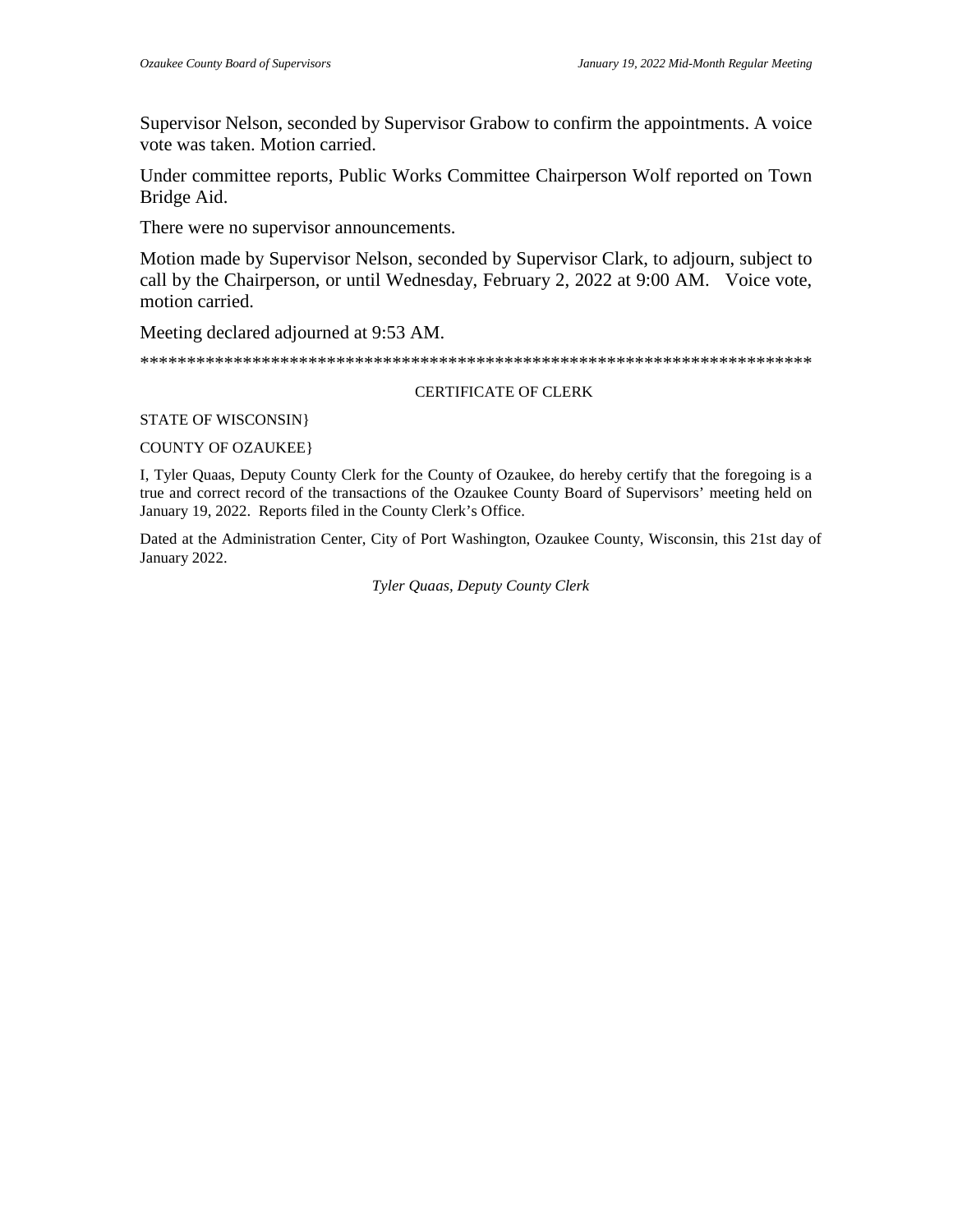Supervisor Nelson, seconded by Supervisor Grabow to confirm the appointments. A voice vote was taken. Motion carried.

Under committee reports, Public Works Committee Chairperson Wolf reported on Town Bridge Aid.

There were no supervisor announcements.

Motion made by Supervisor Nelson, seconded by Supervisor Clark, to adjourn, subject to call by the Chairperson, or until Wednesday, February 2, 2022 at 9:00 AM. Voice vote, motion carried.

Meeting declared adjourned at 9:53 AM.

************************************************************************

CERTIFICATE OF CLERK

STATE OF WISCONSIN}

COUNTY OF OZAUKEE}

I, Tyler Quaas, Deputy County Clerk for the County of Ozaukee, do hereby certify that the foregoing is a true and correct record of the transactions of the Ozaukee County Board of Supervisors' meeting held on January 19, 2022. Reports filed in the County Clerk's Office.

Dated at the Administration Center, City of Port Washington, Ozaukee County, Wisconsin, this 21st day of January 2022.

*Tyler Quaas, Deputy County Clerk*